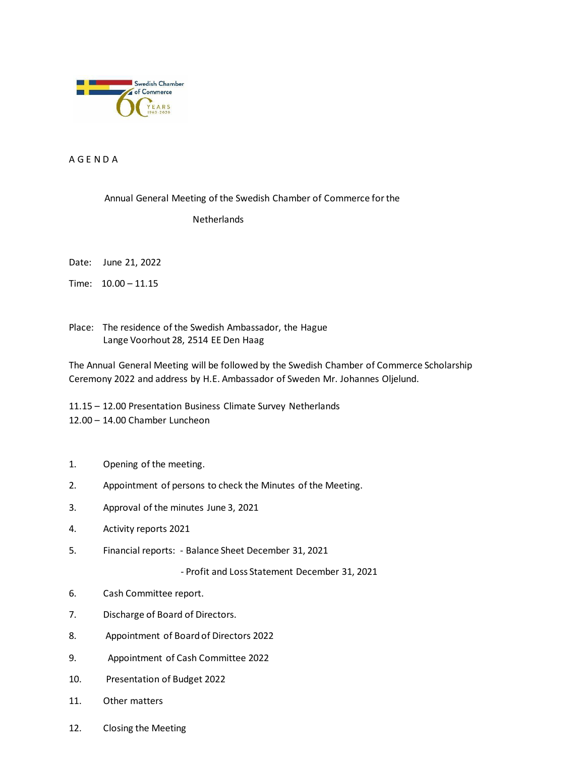AGENDA

Annual General Meeting of the Swedish Chamber of Commerce for the Netherlands

Date: June 21, 2022

Time: 10.00 – 11.15

Place: The residence of the Swedish Ambassador, the Hague
Lange Voorhout 28, 2514 EE Den Haag

The Annual General Meeting will be followed by the Swedish Chamber of Commerce Scholarship Ceremony 2022 and address by H.E. Ambassador of Sweden Mr. Johannes Oljelund.

11.15 – 12.00 Presentation Business Climate Survey Netherlands
12.00 – 14.00 Chamber Luncheon

1. Opening of the meeting.
2. Appointment of persons to check the Minutes of the Meeting.
3. Approval of the minutes June 3, 2021
4. Activity reports 2021
5. Financial reports:
   - Balance Sheet December 31, 2021
   - Profit and Loss Statement December 31, 2021
6. Cash Committee report.
7. Discharge of Board of Directors.
8. Appointment of Board of Directors 2022
9. Appointment of Cash Committee 2022
10. Presentation of Budget 2022
11. Other matters
12. Closing the Meeting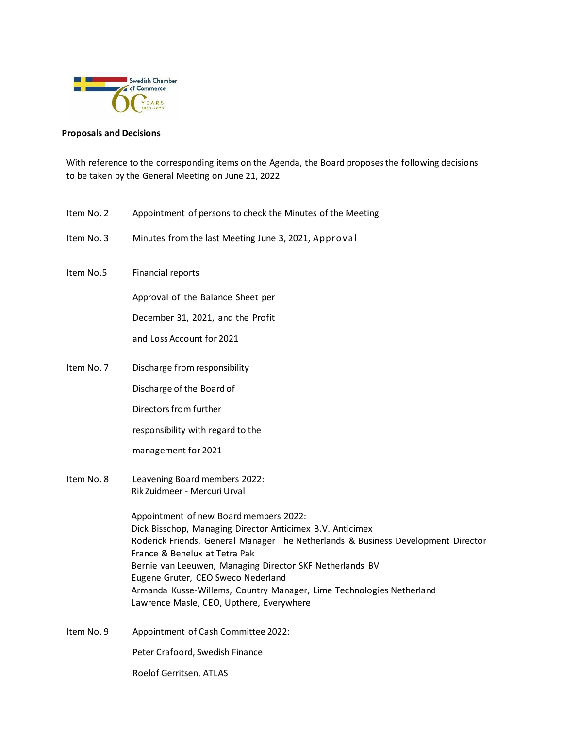**Proposals and Decisions**

With reference to the corresponding items on the Agenda, the Board proposes the following decisions to be taken by the General Meeting on June 21, 2022

Item No. 2 Appointment of persons to check the Minutes of the Meeting

Item No. 3 Minutes from the last Meeting June 3, 2021, Approval

Item No.5 Financial reports

Approval of the Balance Sheet per December 31, 2021, and the Profit and Loss Account for 2021

Item No. 7 Discharge from responsibility

Discharge of the Board of Directors from further responsibility with regard to the management for 2021

Item No. 8 Leavening Board members 2022:
Rik Zuidmeer - Mercuri Urval

Appointment of new Board members 2022:
Dick Bisschop, Managing Director Anticimex B.V. Anticimex
Roderick Friends, General Manager The Netherlands & Business Development Director France & Benelux at Tetra Pak
Bernie van Leeuwen, Managing Director SKF Netherlands BV
Eugene Gruter, CEO Sweco Nederland
Armanda Kusse-Willems, Country Manager, Lime Technologies Netherland
Lawrence Masle, CEO, Upthere, Everywhere

Item No. 9 Appointment of Cash Committee 2022:

Peter Crafoord, Swedish Finance

Roelof Gerritsen, ATLAS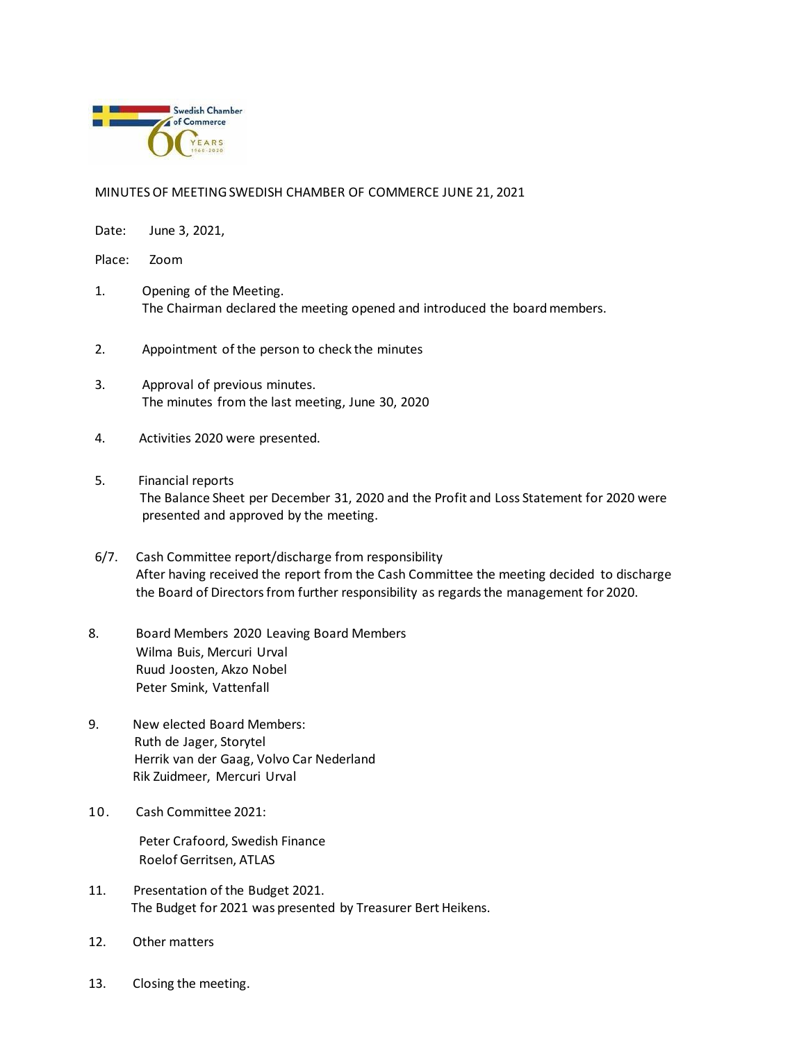MINUTES OF MEETING SWEDISH CHAMBER OF COMMERCE JUNE 21, 2021

Date: June 3, 2021,

Place: Zoom

1. Opening of the Meeting.
   The Chairman declared the meeting opened and introduced the board members.

2. Appointment of the person to check the minutes

3. Approval of previous minutes.
   The minutes from the last meeting, June 30, 2020

4. Activities 2020 were presented.

5. Financial reports
   The Balance Sheet per December 31, 2020 and the Profit and Loss Statement for 2020 were presented and approved by the meeting.

6/7. Cash Committee report/discharge from responsibility
   After having received the report from the Cash Committee the meeting decided to discharge the Board of Directors from further responsibility as regards the management for 2020.

8. Board Members 2020 Leaving Board Members
   Wilma Buis, Mercuri Urval
   Ruud Joosten, Akzo Nobel
   Peter Smink, Vattenfall

9. New elected Board Members:
   Ruth de Jager, Storytel
   Herrik van der Gaag, Volvo Car Nederland
   Rik Zuidmeer, Mercuri Urval

10. Cash Committee 2021:

    Peter Crafoord, Swedish Finance
    Roelof Gerritsen, ATLAS

11. Presentation of the Budget 2021.
    The Budget for 2021 was presented by Treasurer Bert Heikens.

12. Other matters

13. Closing the meeting.